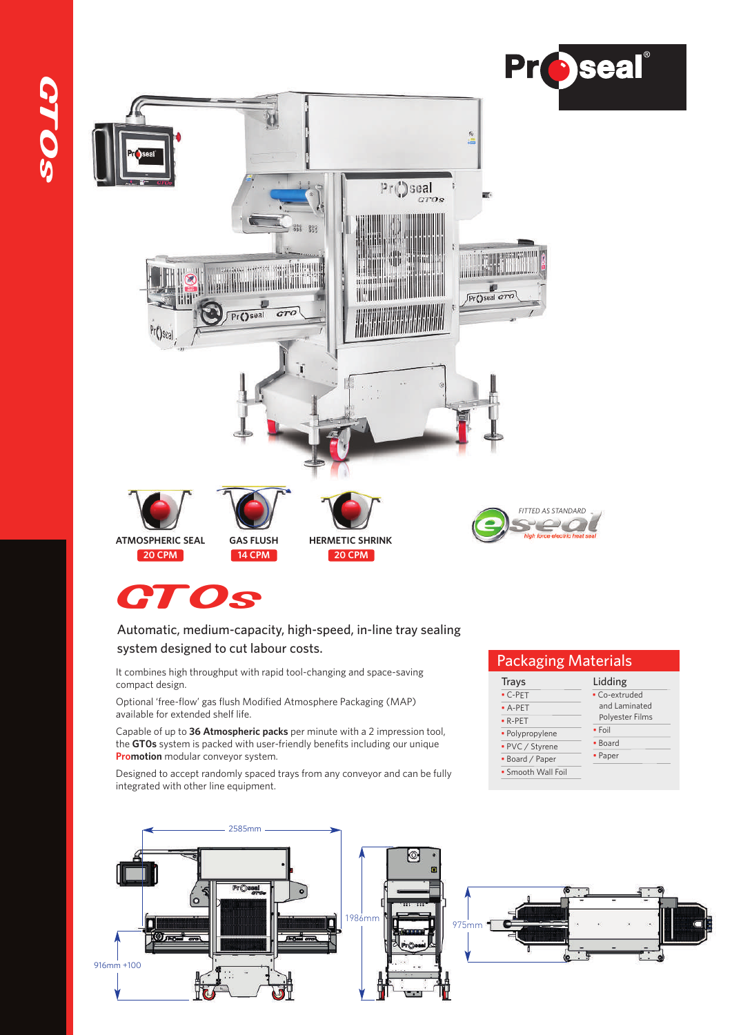**ATMOSPHERIC SEAL** 20 CPM

**GAS FLUSH** 14 CPM

**HERMETIC SHRINK** 20 CPM

FITTED AS STANDARD eseal high force electric heat seal

# GTOs

Automatic, medium-capacity, high-speed, in-line tray sealing system designed to cut labour costs.

It combines high throughput with rapid tool-changing and space-saving compact design.

Optional 'free-flow' gas flush Modified Atmosphere Packaging (MAP) available for extended shelf life.

Capable of up to **36 Atmospheric packs** per minute with a 2 impression tool, the **GTOs** system is packed with user-friendly benefits including our unique **Promotion** modular conveyor system.

Designed to accept randomly spaced trays from any conveyor and can be fully integrated with other line equipment.

## Packaging Materials

| Trays | Lidding |
|---|---|
| • C-PET | • Co-extruded and Laminated Polyester Films |
| • A-PET | • Foil |
| • R-PET | • Board |
| • Polypropylene | • Paper |
| • PVC / Styrene | |
| • Board / Paper | |
| • Smooth Wall Foil | |

2585mm

1986mm

975mm

916mm +100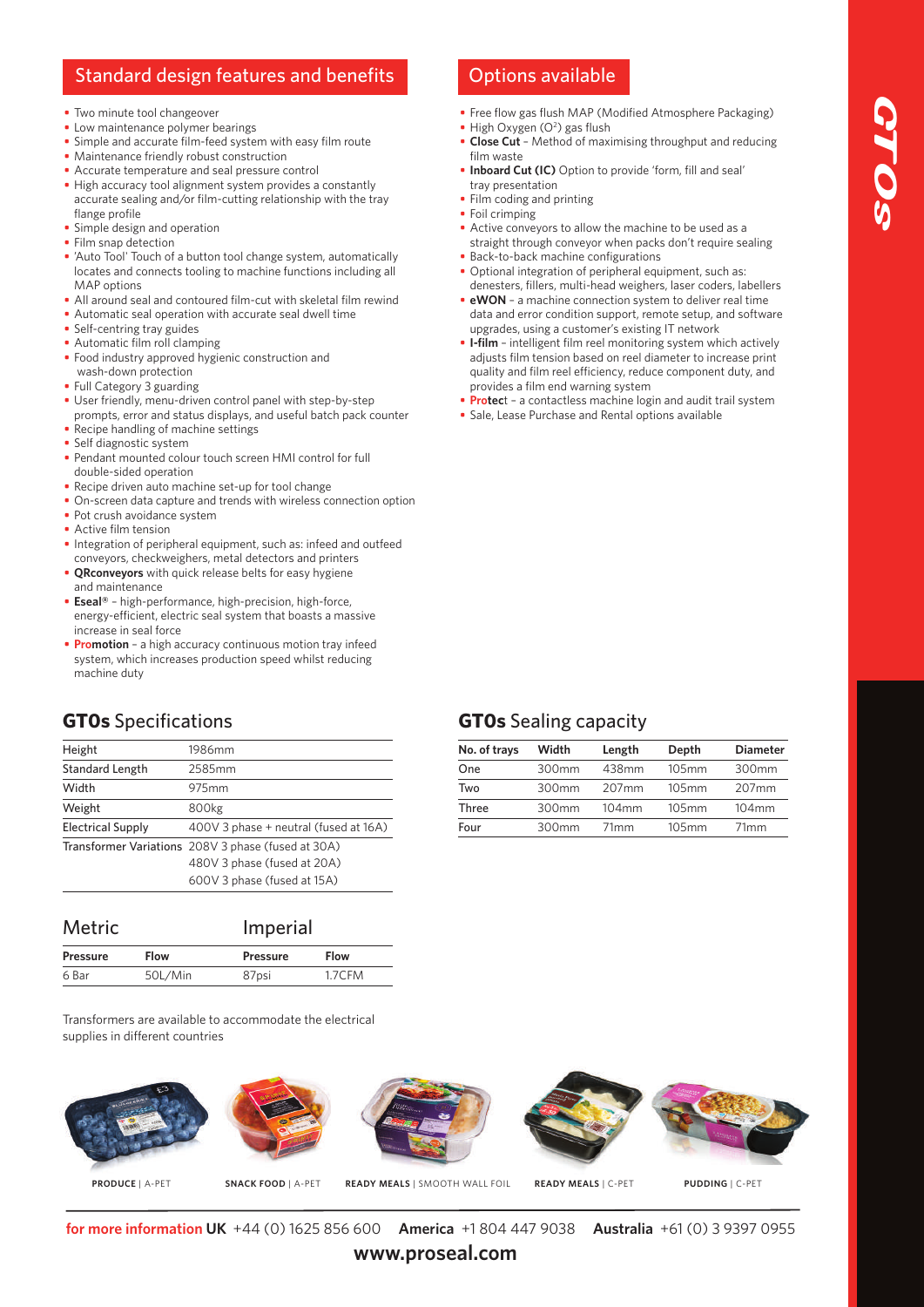## Standard design features and benefits

- Two minute tool changeover
- Low maintenance polymer bearings
- Simple and accurate film-feed system with easy film route
- Maintenance friendly robust construction
- Accurate temperature and seal pressure control
- High accuracy tool alignment system provides a constantly accurate sealing and/or film-cutting relationship with the tray flange profile
- Simple design and operation
- Film snap detection
- 'Auto Tool' Touch of a button tool change system, automatically locates and connects tooling to machine functions including all MAP options
- All around seal and contoured film-cut with skeletal film rewind
- Automatic seal operation with accurate seal dwell time
- Self-centring tray guides
- Automatic film roll clamping
- Food industry approved hygienic construction and wash-down protection
- Full Category 3 guarding
- User friendly, menu-driven control panel with step-by-step prompts, error and status displays, and useful batch pack counter
- Recipe handling of machine settings
- Self diagnostic system
- Pendant mounted colour touch screen HMI control for full double-sided operation
- Recipe driven auto machine set-up for tool change
- On-screen data capture and trends with wireless connection option
- Pot crush avoidance system
- Active film tension
- Integration of peripheral equipment, such as: infeed and outfeed conveyors, checkweighers, metal detectors and printers
- **QRconveyors** with quick release belts for easy hygiene and maintenance
- **Eseal**® – high-performance, high-precision, high-force, energy-efficient, electric seal system that boasts a massive increase in seal force
- **Promotion** – a high accuracy continuous motion tray infeed system, which increases production speed whilst reducing machine duty

## Options available

- Free flow gas flush MAP (Modified Atmosphere Packaging)
- High Oxygen ($O^2$) gas flush
- **Close Cut** – Method of maximising throughput and reducing film waste
- **Inboard Cut (IC)** Option to provide 'form, fill and seal' tray presentation
- Film coding and printing
- Foil crimping
- Active conveyors to allow the machine to be used as a straight through conveyor when packs don't require sealing
- Back-to-back machine configurations
- Optional integration of peripheral equipment, such as: denesters, fillers, multi-head weighers, laser coders, labellers
- **eWON** – a machine connection system to deliver real time data and error condition support, remote setup, and software upgrades, using a customer's existing IT network
- **I-film** – intelligent film reel monitoring system which actively adjusts film tension based on reel diameter to increase print quality and film reel efficiency, reduce component duty, and provides a film end warning system
- **Protect** – a contactless machine login and audit trail system
- Sale, Lease Purchase and Rental options available

## GT0s Specifications

| | |
|---|---|
| Height | 1986mm |
| Standard Length | 2585mm |
| Width | 975mm |
| Weight | 800kg |
| Electrical Supply | 400V 3 phase + neutral (fused at 16A) |
| Transformer Variations | 208V 3 phase (fused at 30A)<br>480V 3 phase (fused at 20A)<br>600V 3 phase (fused at 15A) |

| Metric | | Imperial | |
|---|---|---|---|
| **Pressure** | **Flow** | **Pressure** | **Flow** |
| 6 Bar | 50L/Min | 87psi | 1.7CFM |

Transformers are available to accommodate the electrical supplies in different countries

## GT0s Sealing capacity

| No. of trays | Width | Length | Depth | Diameter |
|---|---|---|---|---|
| One | 300mm | 438mm | 105mm | 300mm |
| Two | 300mm | 207mm | 105mm | 207mm |
| Three | 300mm | 104mm | 105mm | 104mm |
| Four | 300mm | 71mm | 105mm | 71mm |

**PRODUCE** | A-PET **SNACK FOOD** | A-PET **READY MEALS** | SMOOTH WALL FOIL **READY MEALS** | C-PET **PUDDING** | C-PET

**for more information UK** +44 (0) 1625 856 600 **America** +1 804 447 9038 **Australia** +61 (0) 3 9397 0955

**www.proseal.com**